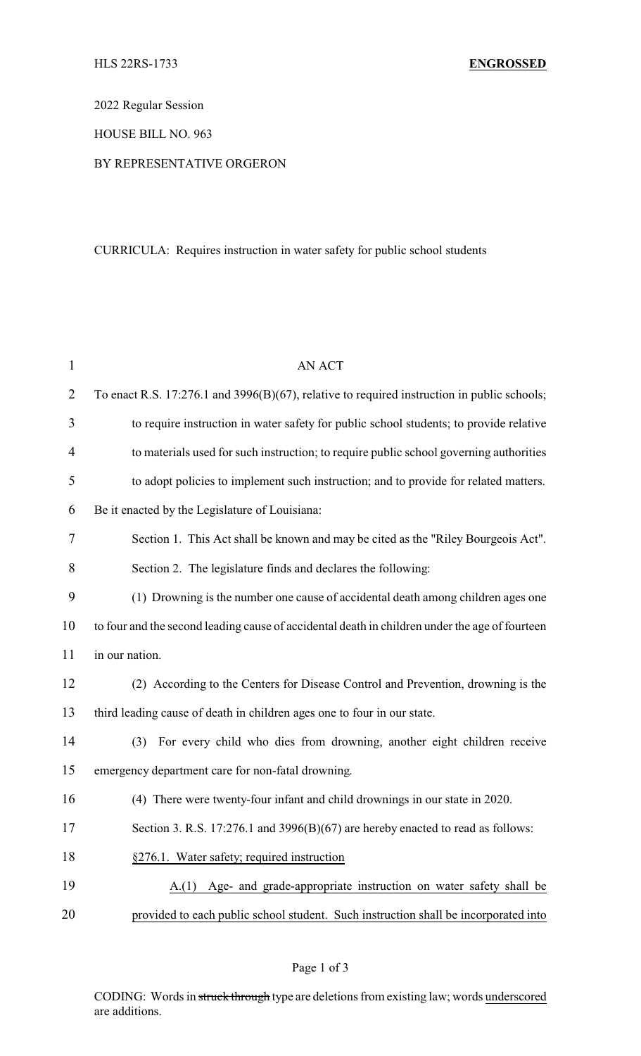HLS 22RS-1733 **ENGROSSED**

2022 Regular Session

HOUSE BILL NO. 963

BY REPRESENTATIVE ORGERON

CURRICULA: Requires instruction in water safety for public school students

AN ACT

To enact R.S. 17:276.1 and 3996(B)(67), relative to required instruction in public schools; to require instruction in water safety for public school students; to provide relative to materials used for such instruction; to require public school governing authorities to adopt policies to implement such instruction; and to provide for related matters.

Be it enacted by the Legislature of Louisiana:

Section 1. This Act shall be known and may be cited as the "Riley Bourgeois Act".

Section 2. The legislature finds and declares the following:

(1) Drowning is the number one cause of accidental death among children ages one to four and the second leading cause of accidental death in children under the age of fourteen in our nation.

(2) According to the Centers for Disease Control and Prevention, drowning is the third leading cause of death in children ages one to four in our state.

(3) For every child who dies from drowning, another eight children receive emergency department care for non-fatal drowning.

(4) There were twenty-four infant and child drownings in our state in 2020.

Section 3. R.S. 17:276.1 and 3996(B)(67) are hereby enacted to read as follows:

§276.1. Water safety; required instruction

A.(1) Age- and grade-appropriate instruction on water safety shall be provided to each public school student. Such instruction shall be incorporated into

CODING: Words in ~~struck through~~ type are deletions from existing law; words underscored are additions.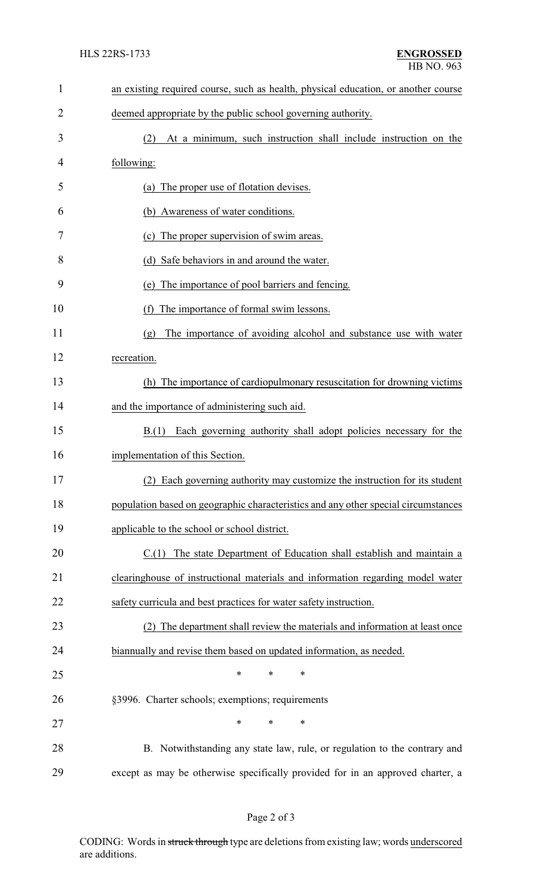an existing required course, such as health, physical education, or another course deemed appropriate by the public school governing authority.

(2) At a minimum, such instruction shall include instruction on the following:

(a) The proper use of flotation devises.

(b) Awareness of water conditions.

(c) The proper supervision of swim areas.

(d) Safe behaviors in and around the water.

(e) The importance of pool barriers and fencing.

(f) The importance of formal swim lessons.

(g) The importance of avoiding alcohol and substance use with water recreation.

(h) The importance of cardiopulmonary resuscitation for drowning victims and the importance of administering such aid.

B.(1) Each governing authority shall adopt policies necessary for the implementation of this Section.

(2) Each governing authority may customize the instruction for its student population based on geographic characteristics and any other special circumstances applicable to the school or school district.

C.(1) The state Department of Education shall establish and maintain a clearinghouse of instructional materials and information regarding model water safety curricula and best practices for water safety instruction.

(2) The department shall review the materials and information at least once biannually and revise them based on updated information, as needed.

\* \* \*

§3996. Charter schools; exemptions; requirements

\* \* \*

B. Notwithstanding any state law, rule, or regulation to the contrary and except as may be otherwise specifically provided for in an approved charter, a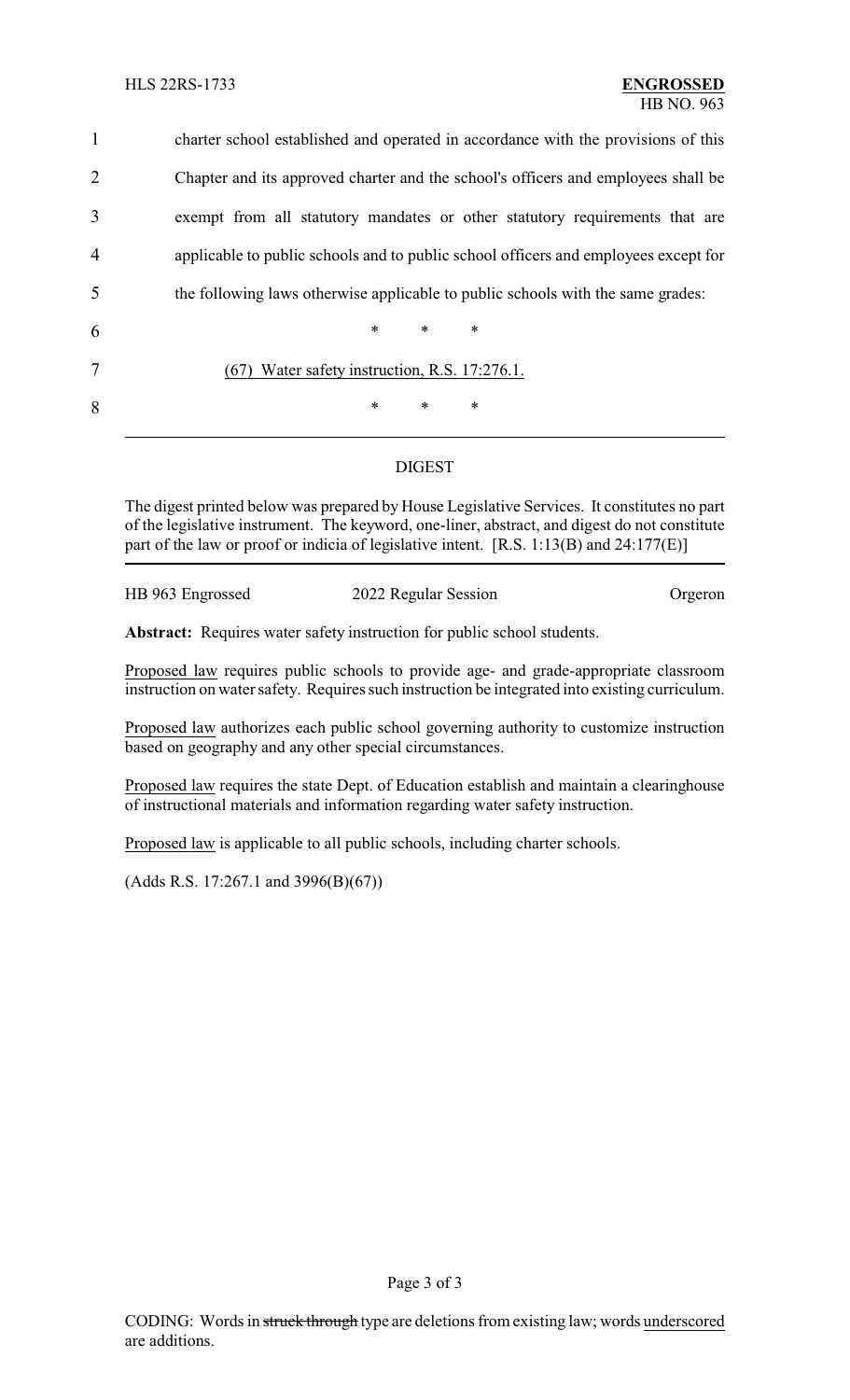charter school established and operated in accordance with the provisions of this Chapter and its approved charter and the school's officers and employees shall be exempt from all statutory mandates or other statutory requirements that are applicable to public schools and to public school officers and employees except for the following laws otherwise applicable to public schools with the same grades:

\* \* \*

<u>(67) Water safety instruction, R.S. 17:276.1.</u>

\* \* \*

---

## DIGEST

The digest printed below was prepared by House Legislative Services. It constitutes no part of the legislative instrument. The keyword, one-liner, abstract, and digest do not constitute part of the law or proof or indicia of legislative intent. [R.S. 1:13(B) and 24:177(E)]

---

HB 963 Engrossed 2022 Regular Session Orgeron

**Abstract:** Requires water safety instruction for public school students.

<u>Proposed law</u> requires public schools to provide age- and grade-appropriate classroom instruction on water safety. Requires such instruction be integrated into existing curriculum.

<u>Proposed law</u> authorizes each public school governing authority to customize instruction based on geography and any other special circumstances.

<u>Proposed law</u> requires the state Dept. of Education establish and maintain a clearinghouse of instructional materials and information regarding water safety instruction.

<u>Proposed law</u> is applicable to all public schools, including charter schools.

(Adds R.S. 17:267.1 and 3996(B)(67))